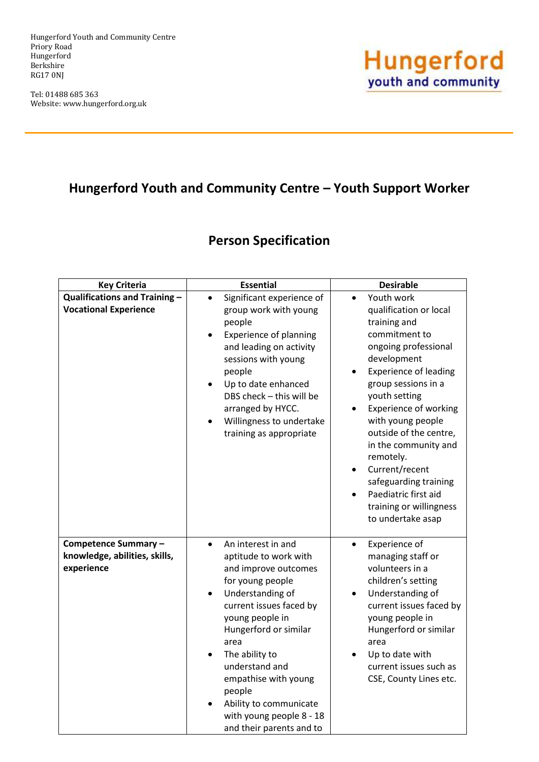Hungerford Youth and Community Centre
Priory Road
Hungerford
Berkshire
RG17 0NJ

Tel: 01488 685 363
Website: www.hungerford.org.uk

Hungerford youth and community

# Hungerford Youth and Community Centre – Youth Support Worker

## Person Specification

| Key Criteria | Essential | Desirable |
|---|---|---|
| **Qualifications and Training – Vocational Experience** | • Significant experience of group work with young people<br>• Experience of planning and leading on activity sessions with young people<br>• Up to date enhanced DBS check – this will be arranged by HYCC.<br>• Willingness to undertake training as appropriate | • Youth work qualification or local training and commitment to ongoing professional development<br>• Experience of leading group sessions in a youth setting<br>• Experience of working with young people outside of the centre, in the community and remotely.<br>• Current/recent safeguarding training<br>• Paediatric first aid training or willingness to undertake asap |
| **Competence Summary – knowledge, abilities, skills, experience** | • An interest in and aptitude to work with and improve outcomes for young people<br>• Understanding of current issues faced by young people in Hungerford or similar area<br>• The ability to understand and empathise with young people<br>• Ability to communicate with young people 8 - 18 and their parents and to | • Experience of managing staff or volunteers in a children's setting<br>• Understanding of current issues faced by young people in Hungerford or similar area<br>• Up to date with current issues such as CSE, County Lines etc. |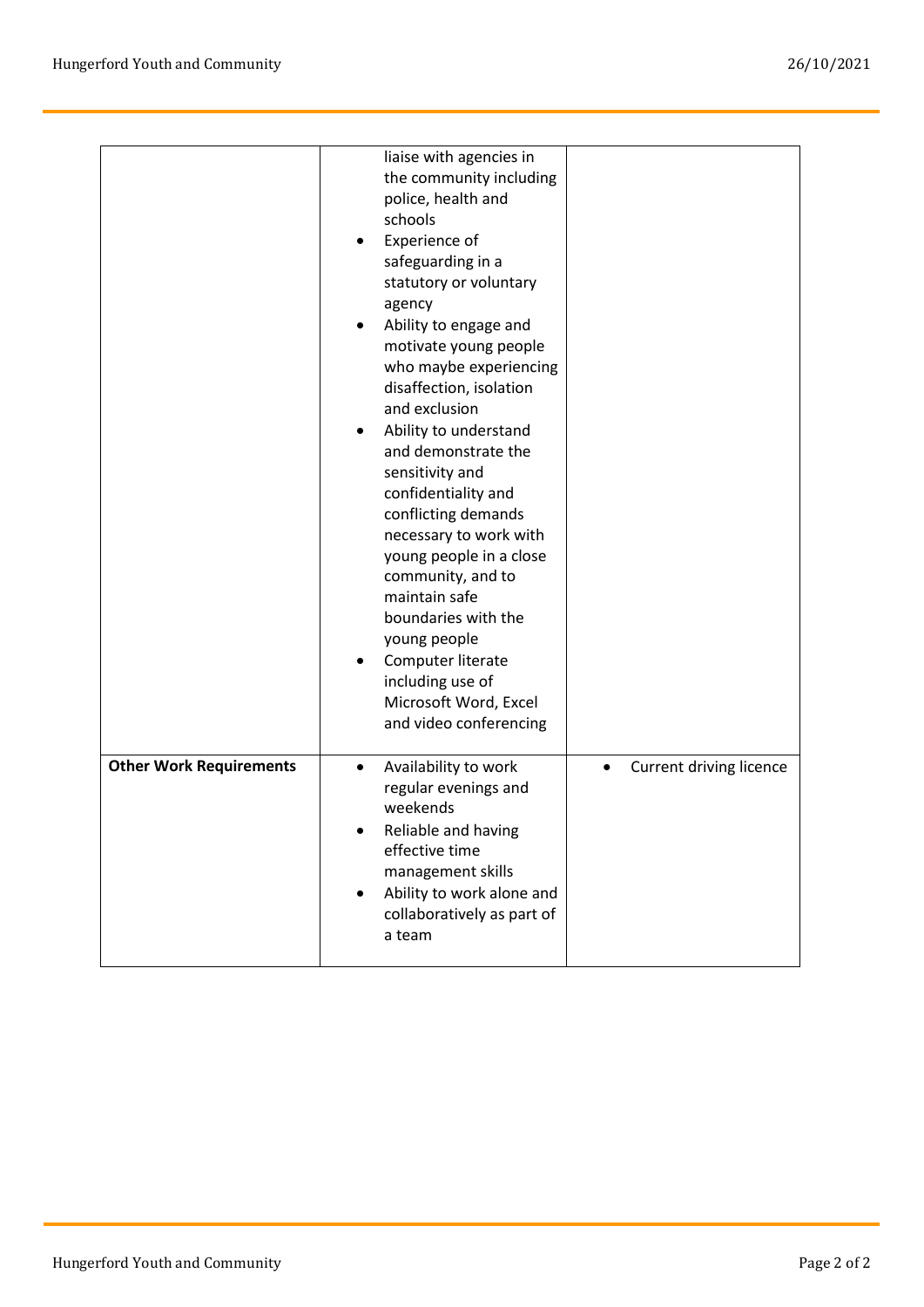| | | |
|---|---|---|
| | liaise with agencies in the community including police, health and schools<br>• Experience of safeguarding in a statutory or voluntary agency<br>• Ability to engage and motivate young people who maybe experiencing disaffection, isolation and exclusion<br>• Ability to understand and demonstrate the sensitivity and confidentiality and conflicting demands necessary to work with young people in a close community, and to maintain safe boundaries with the young people<br>• Computer literate including use of Microsoft Word, Excel and video conferencing | |
| **Other Work Requirements** | • Availability to work regular evenings and weekends<br>• Reliable and having effective time management skills<br>• Ability to work alone and collaboratively as part of a team | • Current driving licence |